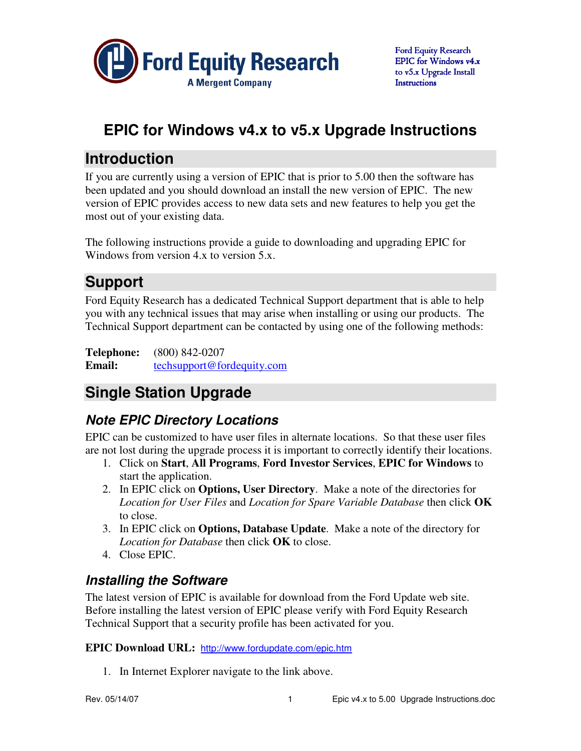# EPIC for Windows v4.x to v5.x Upgrade Instructions

## Introduction

If you are currently using a version of EPIC that is prior to 5.00 then the software has been updated and you should download an install the new version of EPIC. The new version of EPIC provides access to new data sets and new features to help you get the most out of your existing data.

The following instructions provide a guide to downloading and upgrading EPIC for Windows from version 4.x to version 5.x.

## Support

Ford Equity Research has a dedicated Technical Support department that is able to help you with any technical issues that may arise when installing or using our products. The Technical Support department can be contacted by using one of the following methods:

**Telephone:** (800) 842-0207
**Email:** techsupport@fordequity.com

## Single Station Upgrade

### *Note EPIC Directory Locations*

EPIC can be customized to have user files in alternate locations. So that these user files are not lost during the upgrade process it is important to correctly identify their locations.

1. Click on **Start**, **All Programs**, **Ford Investor Services**, **EPIC for Windows** to start the application.
2. In EPIC click on **Options, User Directory**. Make a note of the directories for *Location for User Files* and *Location for Spare Variable Database* then click **OK** to close.
3. In EPIC click on **Options, Database Update**. Make a note of the directory for *Location for Database* then click **OK** to close.
4. Close EPIC.

### *Installing the Software*

The latest version of EPIC is available for download from the Ford Update web site. Before installing the latest version of EPIC please verify with Ford Equity Research Technical Support that a security profile has been activated for you.

**EPIC Download URL:** http://www.fordupdate.com/epic.htm

1. In Internet Explorer navigate to the link above.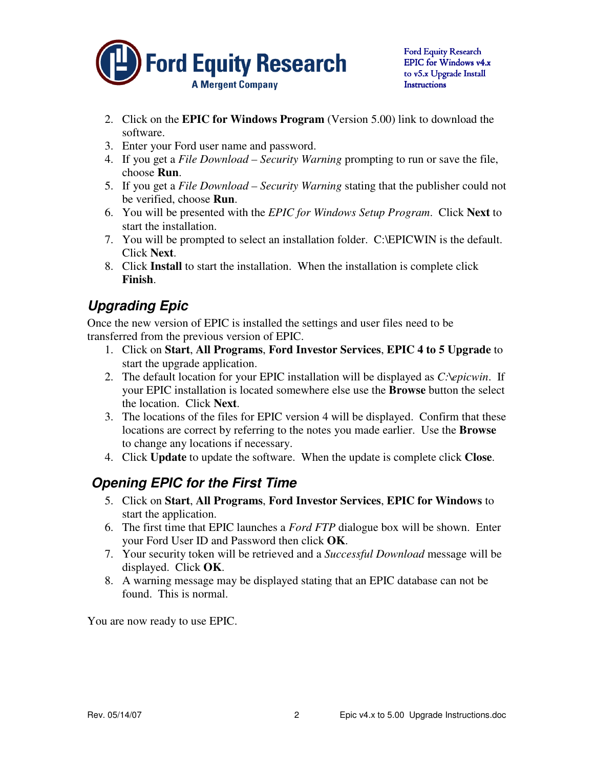2. Click on the **EPIC for Windows Program** (Version 5.00) link to download the software.
3. Enter your Ford user name and password.
4. If you get a *File Download – Security Warning* prompting to run or save the file, choose **Run**.
5. If you get a *File Download – Security Warning* stating that the publisher could not be verified, choose **Run**.
6. You will be presented with the *EPIC for Windows Setup Program*. Click **Next** to start the installation.
7. You will be prompted to select an installation folder. C:\EPICWIN is the default. Click **Next**.
8. Click **Install** to start the installation. When the installation is complete click **Finish**.

## *Upgrading Epic*

Once the new version of EPIC is installed the settings and user files need to be transferred from the previous version of EPIC.

1. Click on **Start**, **All Programs**, **Ford Investor Services**, **EPIC 4 to 5 Upgrade** to start the upgrade application.
2. The default location for your EPIC installation will be displayed as *C:\epicwin*. If your EPIC installation is located somewhere else use the **Browse** button the select the location. Click **Next**.
3. The locations of the files for EPIC version 4 will be displayed. Confirm that these locations are correct by referring to the notes you made earlier. Use the **Browse** to change any locations if necessary.
4. Click **Update** to update the software. When the update is complete click **Close**.

## *Opening EPIC for the First Time*

5. Click on **Start**, **All Programs**, **Ford Investor Services**, **EPIC for Windows** to start the application.
6. The first time that EPIC launches a *Ford FTP* dialogue box will be shown. Enter your Ford User ID and Password then click **OK**.
7. Your security token will be retrieved and a *Successful Download* message will be displayed. Click **OK**.
8. A warning message may be displayed stating that an EPIC database can not be found. This is normal.

You are now ready to use EPIC.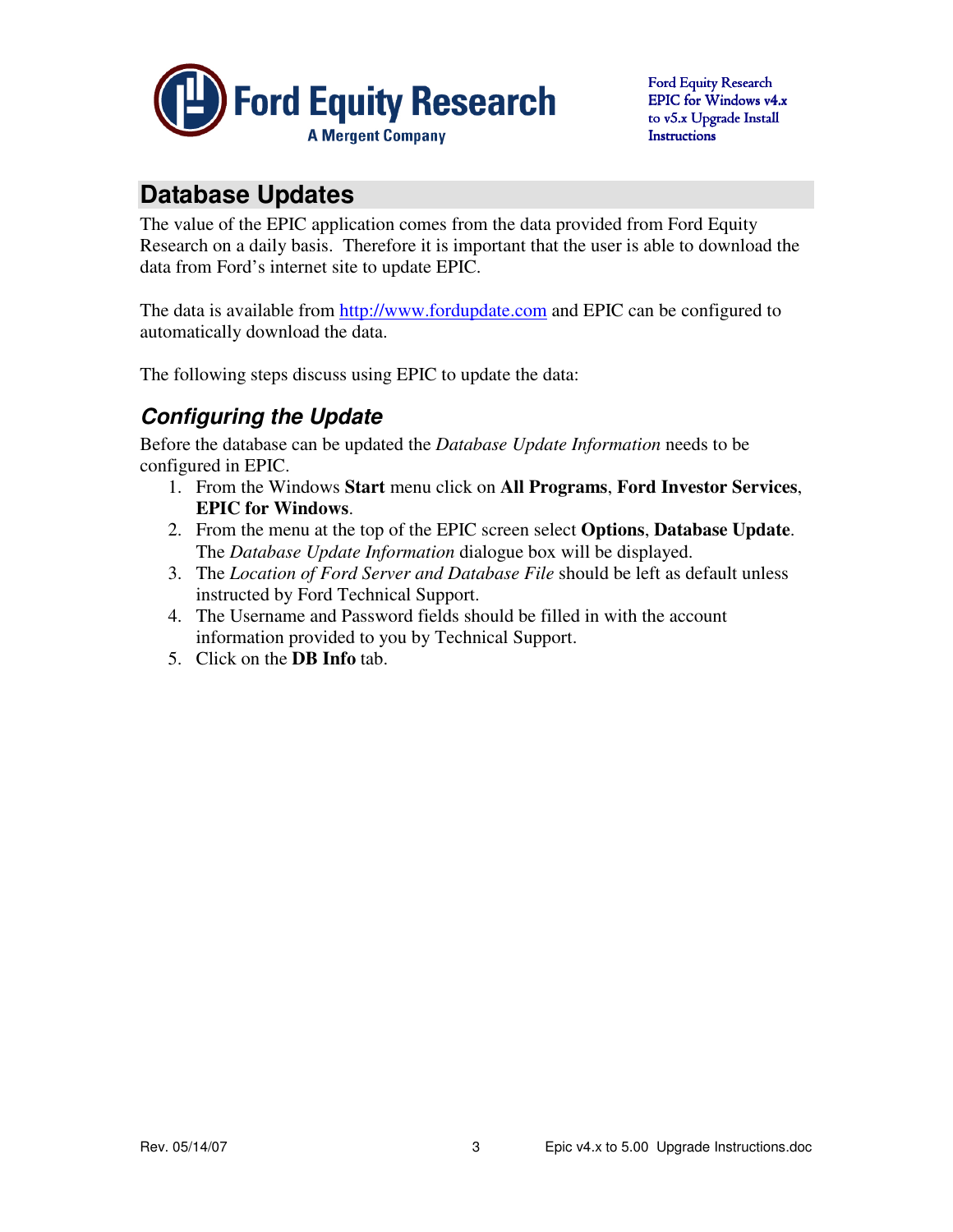## Database Updates

The value of the EPIC application comes from the data provided from Ford Equity Research on a daily basis. Therefore it is important that the user is able to download the data from Ford's internet site to update EPIC.

The data is available from [http://www.fordupdate.com](http://www.fordupdate.com) and EPIC can be configured to automatically download the data.

The following steps discuss using EPIC to update the data:

### *Configuring the Update*

Before the database can be updated the *Database Update Information* needs to be configured in EPIC.

1. From the Windows **Start** menu click on **All Programs**, **Ford Investor Services**, **EPIC for Windows**.
2. From the menu at the top of the EPIC screen select **Options**, **Database Update**. The *Database Update Information* dialogue box will be displayed.
3. The *Location of Ford Server and Database File* should be left as default unless instructed by Ford Technical Support.
4. The Username and Password fields should be filled in with the account information provided to you by Technical Support.
5. Click on the **DB Info** tab.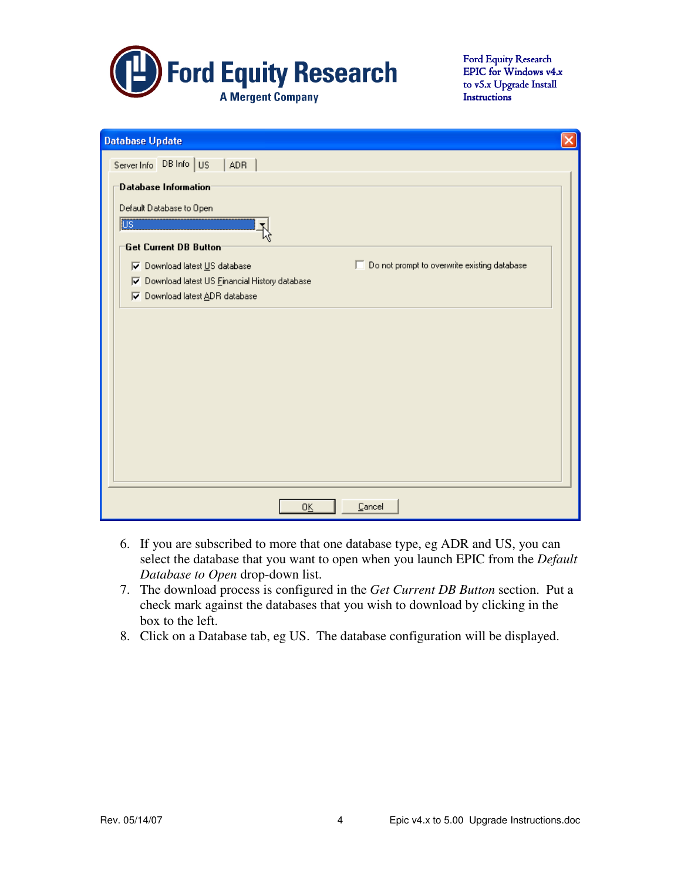6. If you are subscribed to more that one database type, eg ADR and US, you can select the database that you want to open when you launch EPIC from the *Default Database to Open* drop-down list.
7. The download process is configured in the *Get Current DB Button* section. Put a check mark against the databases that you wish to download by clicking in the box to the left.
8. Click on a Database tab, eg US. The database configuration will be displayed.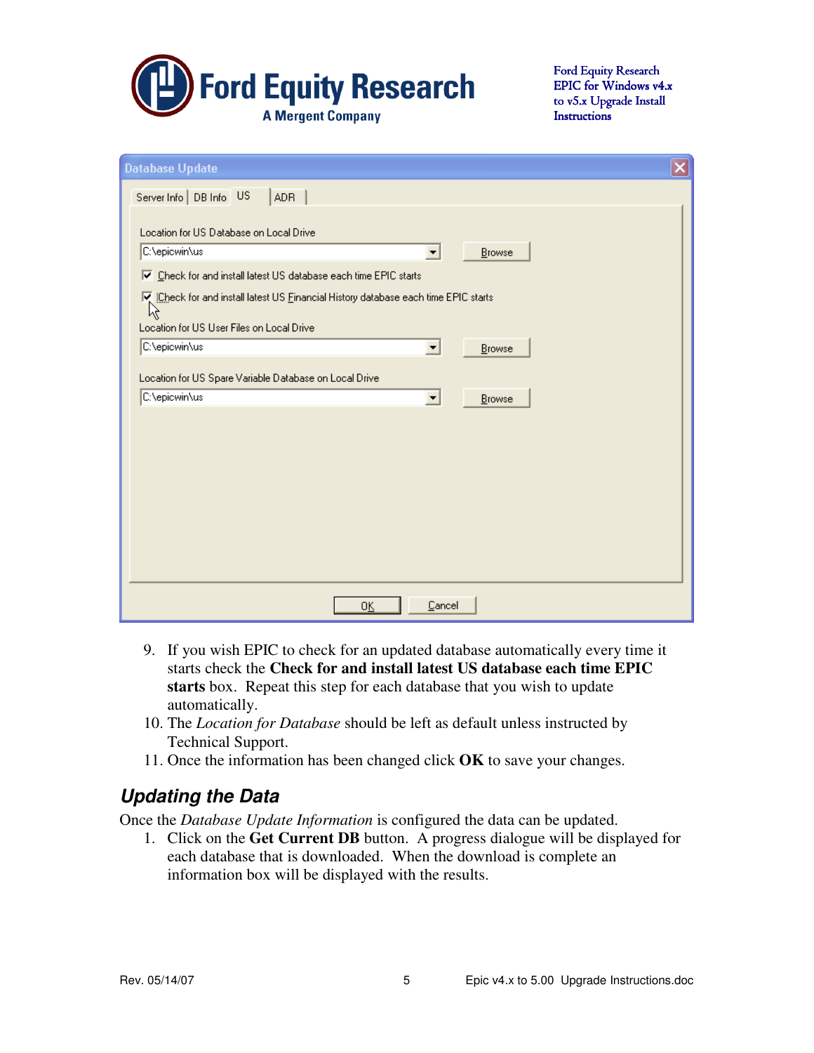9. If you wish EPIC to check for an updated database automatically every time it starts check the **Check for and install latest US database each time EPIC starts** box. Repeat this step for each database that you wish to update automatically.
10. The *Location for Database* should be left as default unless instructed by Technical Support.
11. Once the information has been changed click **OK** to save your changes.

## Updating the Data

Once the *Database Update Information* is configured the data can be updated.

1. Click on the **Get Current DB** button. A progress dialogue will be displayed for each database that is downloaded. When the download is complete an information box will be displayed with the results.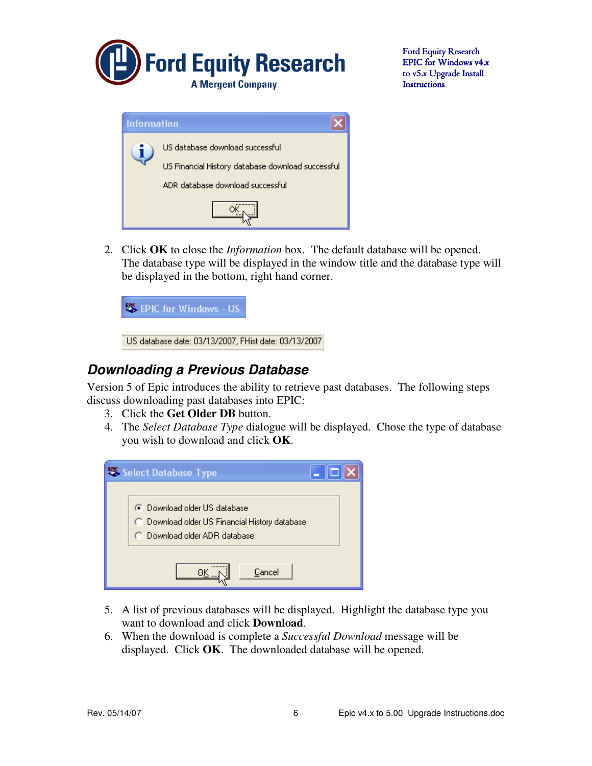2. Click **OK** to close the *Information* box. The default database will be opened. The database type will be displayed in the window title and the database type will be displayed in the bottom, right hand corner.

## *Downloading a Previous Database*

Version 5 of Epic introduces the ability to retrieve past databases. The following steps discuss downloading past databases into EPIC:

3. Click the **Get Older DB** button.
4. The *Select Database Type* dialogue will be displayed. Chose the type of database you wish to download and click **OK**.

5. A list of previous databases will be displayed. Highlight the database type you want to download and click **Download**.
6. When the download is complete a *Successful Download* message will be displayed. Click **OK**. The downloaded database will be opened.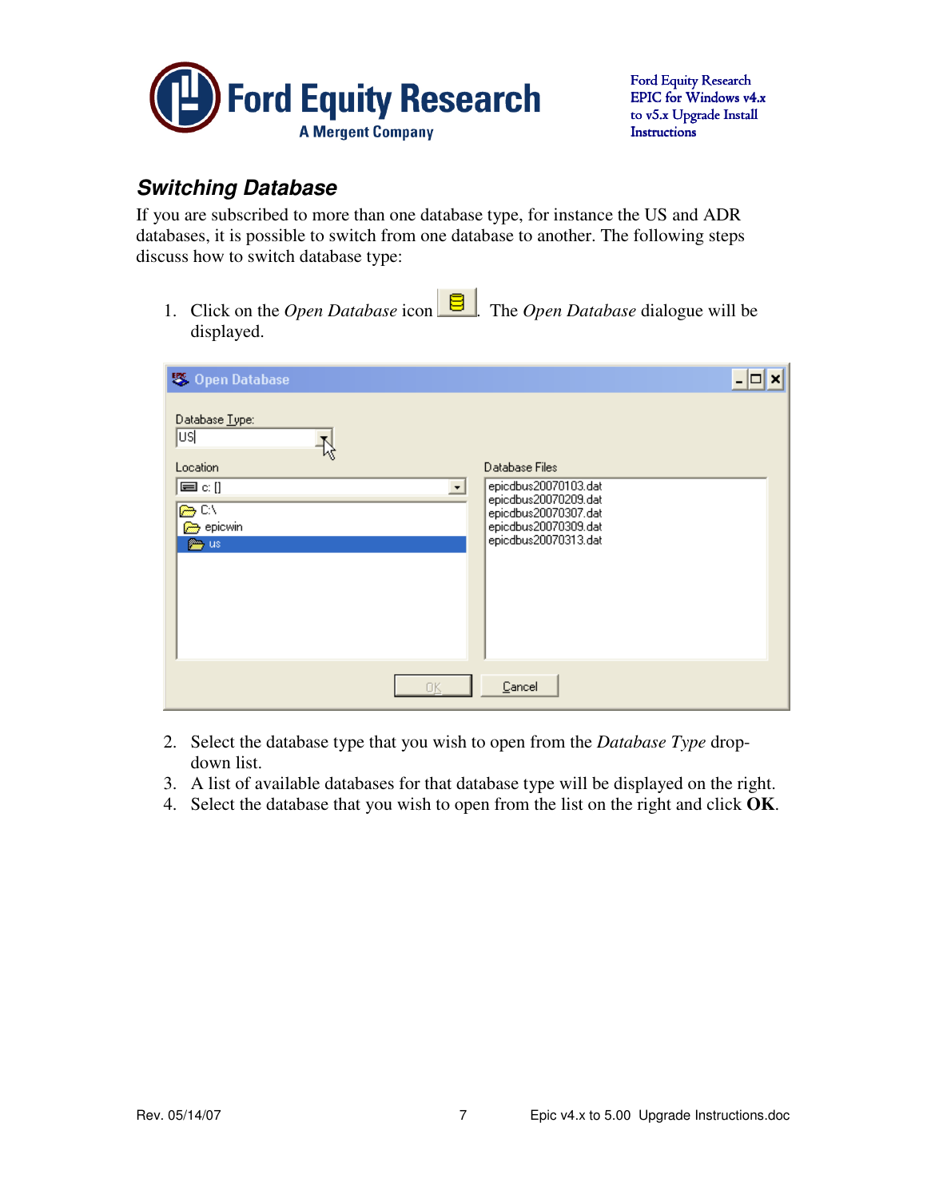## Switching Database

If you are subscribed to more than one database type, for instance the US and ADR databases, it is possible to switch from one database to another. The following steps discuss how to switch database type:

1. Click on the *Open Database* icon . The *Open Database* dialogue will be displayed.
2. Select the database type that you wish to open from the *Database Type* drop-down list.
3. A list of available databases for that database type will be displayed on the right.
4. Select the database that you wish to open from the list on the right and click **OK**.